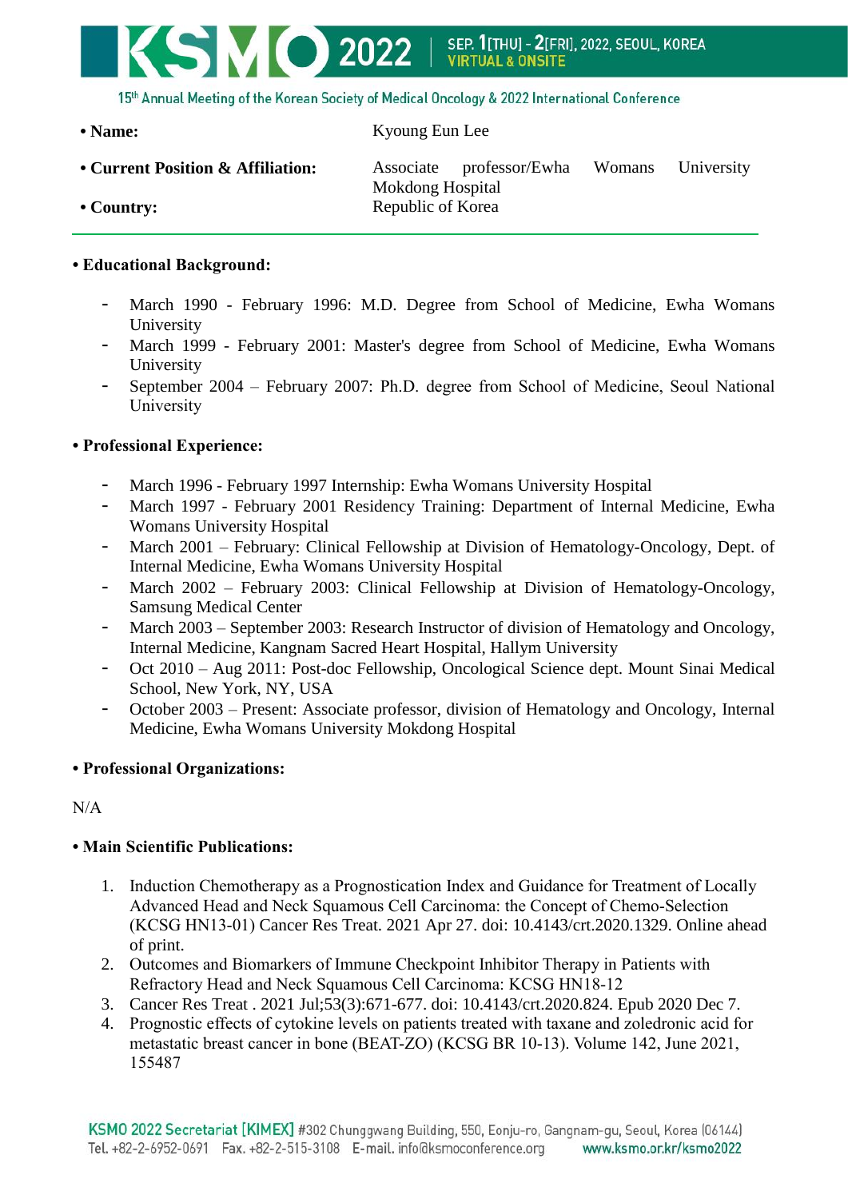- **Name:** Kyoung Eun Lee
- **Current Position & Affiliation:** Associate professor/Ewha Womans University Mokdong Hospital
- **Country:** Republic of Korea

---

**• Educational Background:**

- March 1990 - February 1996: M.D. Degree from School of Medicine, Ewha Womans University
- March 1999 - February 2001: Master's degree from School of Medicine, Ewha Womans University
- September 2004 – February 2007: Ph.D. degree from School of Medicine, Seoul National University

**• Professional Experience:**

- March 1996 - February 1997 Internship: Ewha Womans University Hospital
- March 1997 - February 2001 Residency Training: Department of Internal Medicine, Ewha Womans University Hospital
- March 2001 – February: Clinical Fellowship at Division of Hematology-Oncology, Dept. of Internal Medicine, Ewha Womans University Hospital
- March 2002 – February 2003: Clinical Fellowship at Division of Hematology-Oncology, Samsung Medical Center
- March 2003 – September 2003: Research Instructor of division of Hematology and Oncology, Internal Medicine, Kangnam Sacred Heart Hospital, Hallym University
- Oct 2010 – Aug 2011: Post-doc Fellowship, Oncological Science dept. Mount Sinai Medical School, New York, NY, USA
- October 2003 – Present: Associate professor, division of Hematology and Oncology, Internal Medicine, Ewha Womans University Mokdong Hospital

**• Professional Organizations:**

N/A

**• Main Scientific Publications:**

1. Induction Chemotherapy as a Prognostication Index and Guidance for Treatment of Locally Advanced Head and Neck Squamous Cell Carcinoma: the Concept of Chemo-Selection (KCSG HN13-01) Cancer Res Treat. 2021 Apr 27. doi: 10.4143/crt.2020.1329. Online ahead of print.
2. Outcomes and Biomarkers of Immune Checkpoint Inhibitor Therapy in Patients with Refractory Head and Neck Squamous Cell Carcinoma: KCSG HN18-12
3. Cancer Res Treat . 2021 Jul;53(3):671-677. doi: 10.4143/crt.2020.824. Epub 2020 Dec 7.
4. Prognostic effects of cytokine levels on patients treated with taxane and zoledronic acid for metastatic breast cancer in bone (BEAT-ZO) (KCSG BR 10-13). Volume 142, June 2021, 155487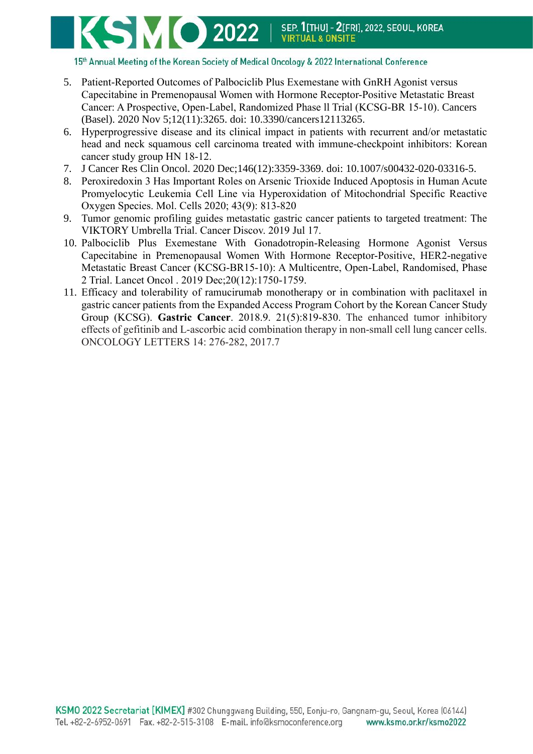5. Patient-Reported Outcomes of Palbociclib Plus Exemestane with GnRH Agonist versus Capecitabine in Premenopausal Women with Hormone Receptor-Positive Metastatic Breast Cancer: A Prospective, Open-Label, Randomized Phase ll Trial (KCSG-BR 15-10). Cancers (Basel). 2020 Nov 5;12(11):3265. doi: 10.3390/cancers12113265.
6. Hyperprogressive disease and its clinical impact in patients with recurrent and/or metastatic head and neck squamous cell carcinoma treated with immune-checkpoint inhibitors: Korean cancer study group HN 18-12.
7. J Cancer Res Clin Oncol. 2020 Dec;146(12):3359-3369. doi: 10.1007/s00432-020-03316-5.
8. Peroxiredoxin 3 Has Important Roles on Arsenic Trioxide Induced Apoptosis in Human Acute Promyelocytic Leukemia Cell Line via Hyperoxidation of Mitochondrial Specific Reactive Oxygen Species. Mol. Cells 2020; 43(9): 813-820
9. Tumor genomic profiling guides metastatic gastric cancer patients to targeted treatment: The VIKTORY Umbrella Trial. Cancer Discov. 2019 Jul 17.
10. Palbociclib Plus Exemestane With Gonadotropin-Releasing Hormone Agonist Versus Capecitabine in Premenopausal Women With Hormone Receptor-Positive, HER2-negative Metastatic Breast Cancer (KCSG-BR15-10): A Multicentre, Open-Label, Randomised, Phase 2 Trial. Lancet Oncol . 2019 Dec;20(12):1750-1759.
11. Efficacy and tolerability of ramucirumab monotherapy or in combination with paclitaxel in gastric cancer patients from the Expanded Access Program Cohort by the Korean Cancer Study Group (KCSG). **Gastric Cancer**. 2018.9. 21(5):819-830. The enhanced tumor inhibitory effects of gefitinib and L-ascorbic acid combination therapy in non-small cell lung cancer cells. ONCOLOGY LETTERS 14: 276-282, 2017.7